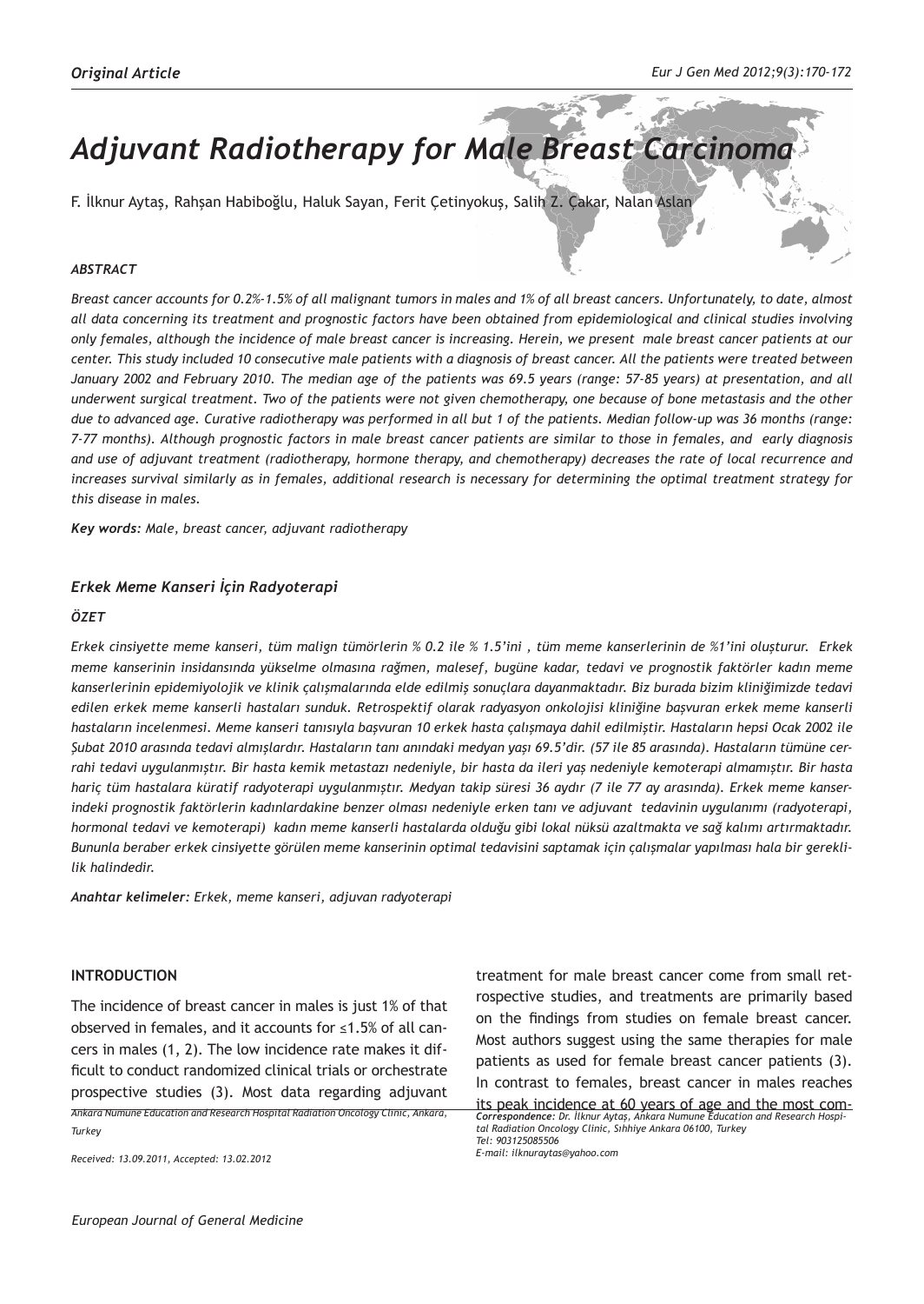*Original Article*

# *Adjuvant Radiotherapy for Male Breast Carcinoma*

F. İlknur Aytaş, Rahşan Habiboğlu, Haluk Sayan, Ferit Çetinyokuş, Salih Z. Çakar, Nalan Aslan

### *ABSTRACT*

*Breast cancer accounts for 0.2%-1.5% of all malignant tumors in males and 1% of all breast cancers. Unfortunately, to date, almost all data concerning its treatment and prognostic factors have been obtained from epidemiological and clinical studies involving only females, although the incidence of male breast cancer is increasing. Herein, we present male breast cancer patients at our center. This study included 10 consecutive male patients with a diagnosis of breast cancer. All the patients were treated between January 2002 and February 2010. The median age of the patients was 69.5 years (range: 57-85 years) at presentation, and all underwent surgical treatment. Two of the patients were not given chemotherapy, one because of bone metastasis and the other due to advanced age. Curative radiotherapy was performed in all but 1 of the patients. Median follow-up was 36 months (range: 7-77 months). Although prognostic factors in male breast cancer patients are similar to those in females, and early diagnosis and use of adjuvant treatment (radiotherapy, hormone therapy, and chemotherapy) decreases the rate of local recurrence and increases survival similarly as in females, additional research is necessary for determining the optimal treatment strategy for this disease in males.*

***Key words:*** *Male, breast cancer, adjuvant radiotherapy*

## *Erkek Meme Kanseri İçin Radyoterapi*

### *ÖZET*

*Erkek cinsiyette meme kanseri, tüm malign tümörlerin % 0.2 ile % 1.5'ini , tüm meme kanserlerinin de %1'ini oluşturur. Erkek meme kanserinin insidansında yükselme olmasına rağmen, malesef, bugüne kadar, tedavi ve prognostik faktörler kadın meme kanserlerinin epidemiyolojik ve klinik çalışmalarında elde edilmiş sonuçlara dayanmaktadır. Biz burada bizim kliniğimizde tedavi edilen erkek meme kanserli hastaları sunduk. Retrospektif olarak radyasyon onkolojisi kliniğine başvuran erkek meme kanserli hastaların incelenmesi. Meme kanseri tanısıyla başvuran 10 erkek hasta çalışmaya dahil edilmiştir. Hastaların hepsi Ocak 2002 ile Şubat 2010 arasında tedavi almışlardır. Hastaların tanı anındaki medyan yaşı 69.5'dir. (57 ile 85 arasında). Hastaların tümüne cerrahi tedavi uygulanmıştır. Bir hasta kemik metastazı nedeniyle, bir hasta da ileri yaş nedeniyle kemoterapi almamıştır. Bir hasta hariç tüm hastalara küratif radyoterapi uygulanmıştır. Medyan takip süresi 36 aydır (7 ile 77 ay arasında). Erkek meme kanserindeki prognostik faktörlerin kadınlardakine benzer olması nedeniyle erken tanı ve adjuvant tedavinin uygulanımı (radyoterapi, hormonal tedavi ve kemoterapi) kadın meme kanserli hastalarda olduğu gibi lokal nüksü azaltmakta ve sağ kalımı artırmaktadır. Bununla beraber erkek cinsiyette görülen meme kanserinin optimal tedavisini saptamak için çalışmalar yapılması hala bir gereklilik halindedir.*

***Anahtar kelimeler:*** *Erkek, meme kanseri, adjuvan radyoterapi*

## INTRODUCTION

The incidence of breast cancer in males is just 1% of that observed in females, and it accounts for ≤1.5% of all cancers in males (1, 2). The low incidence rate makes it difficult to conduct randomized clinical trials or orchestrate prospective studies (3). Most data regarding adjuvant treatment for male breast cancer come from small retrospective studies, and treatments are primarily based on the findings from studies on female breast cancer. Most authors suggest using the same therapies for male patients as used for female breast cancer patients (3). In contrast to females, breast cancer in males reaches its peak incidence at 60 years of age and the most com-

*Ankara Numune Education and Research Hospital Radiation Oncology Clinic, Ankara, Turkey*

*Received: 13.09.2011, Accepted: 13.02.2012*

***Correspondence:*** *Dr. İlknur Aytaş, Ankara Numune Education and Research Hospital Radiation Oncology Clinic, Sıhhiye Ankara 06100, Turkey*
*Tel: 903125085506*
*E-mail: ilknuraytas@yahoo.com*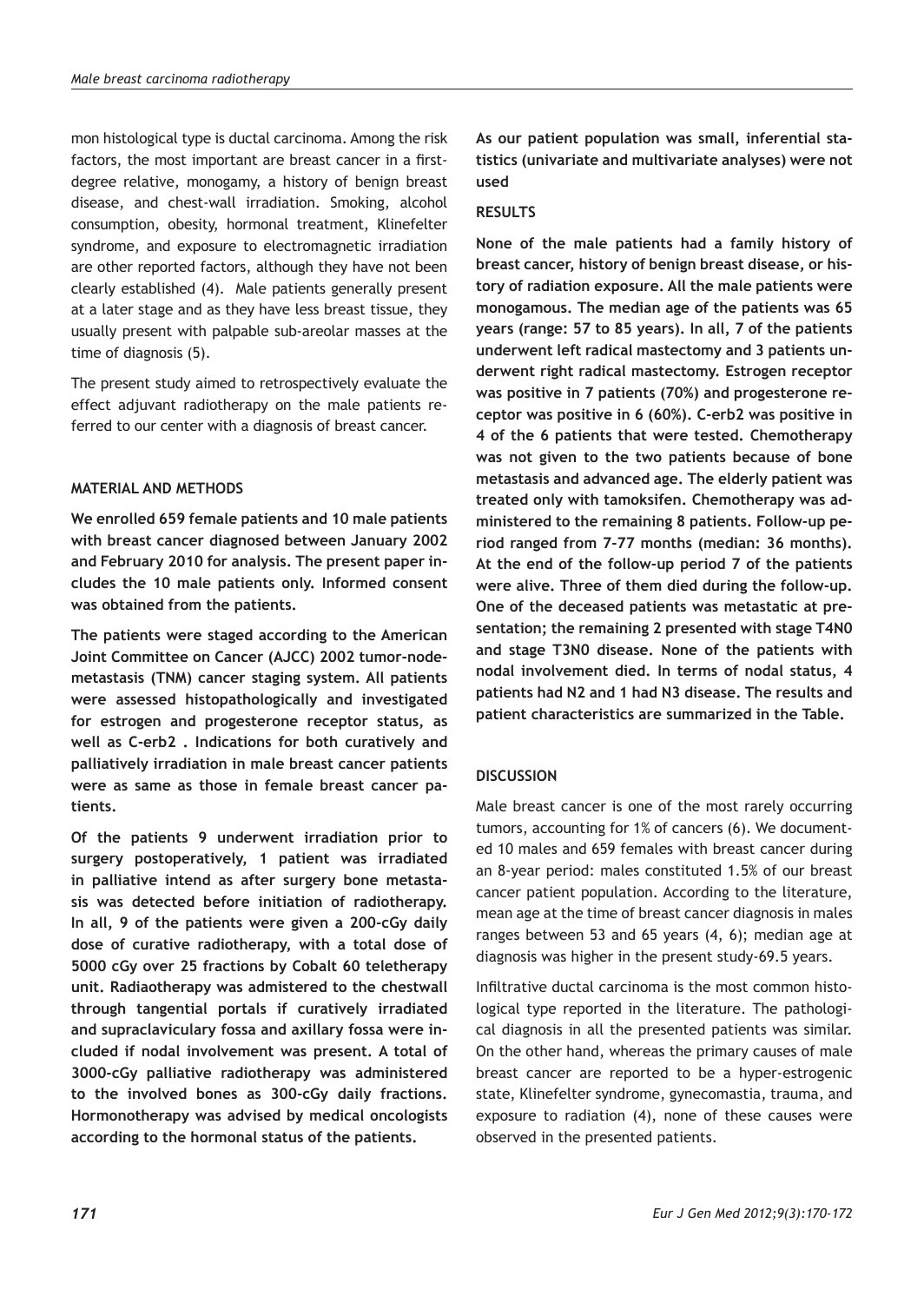mon histological type is ductal carcinoma. Among the risk factors, the most important are breast cancer in a first-degree relative, monogamy, a history of benign breast disease, and chest-wall irradiation. Smoking, alcohol consumption, obesity, hormonal treatment, Klinefelter syndrome, and exposure to electromagnetic irradiation are other reported factors, although they have not been clearly established (4). Male patients generally present at a later stage and as they have less breast tissue, they usually present with palpable sub-areolar masses at the time of diagnosis (5).

The present study aimed to retrospectively evaluate the effect adjuvant radiotherapy on the male patients referred to our center with a diagnosis of breast cancer.

## MATERIAL AND METHODS

**We enrolled 659 female patients and 10 male patients with breast cancer diagnosed between January 2002 and February 2010 for analysis. The present paper includes the 10 male patients only. Informed consent was obtained from the patients.**

**The patients were staged according to the American Joint Committee on Cancer (AJCC) 2002 tumor-node-metastasis (TNM) cancer staging system. All patients were assessed histopathologically and investigated for estrogen and progesterone receptor status, as well as C-erb2 . Indications for both curatively and palliatively irradiation in male breast cancer patients were as same as those in female breast cancer patients.**

**Of the patients 9 underwent irradiation prior to surgery postoperatively, 1 patient was irradiated in palliative intend as after surgery bone metastasis was detected before initiation of radiotherapy. In all, 9 of the patients were given a 200-cGy daily dose of curative radiotherapy, with a total dose of 5000 cGy over 25 fractions by Cobalt 60 teletherapy unit. Radiaotherapy was admistered to the chestwall through tangential portals if curatively irradiated and supraclaviculary fossa and axillary fossa were included if nodal involvement was present. A total of 3000-cGy palliative radiotherapy was administered to the involved bones as 300-cGy daily fractions. Hormonotherapy was advised by medical oncologists according to the hormonal status of the patients.**

**As our patient population was small, inferential statistics (univariate and multivariate analyses) were not used**

## RESULTS

**None of the male patients had a family history of breast cancer, history of benign breast disease, or history of radiation exposure. All the male patients were monogamous. The median age of the patients was 65 years (range: 57 to 85 years). In all, 7 of the patients underwent left radical mastectomy and 3 patients underwent right radical mastectomy. Estrogen receptor was positive in 7 patients (70%) and progesterone receptor was positive in 6 (60%). C-erb2 was positive in 4 of the 6 patients that were tested. Chemotherapy was not given to the two patients because of bone metastasis and advanced age. The elderly patient was treated only with tamoksifen. Chemotherapy was administered to the remaining 8 patients. Follow-up period ranged from 7-77 months (median: 36 months). At the end of the follow-up period 7 of the patients were alive. Three of them died during the follow-up. One of the deceased patients was metastatic at presentation; the remaining 2 presented with stage T4N0 and stage T3N0 disease. None of the patients with nodal involvement died. In terms of nodal status, 4 patients had N2 and 1 had N3 disease. The results and patient characteristics are summarized in the Table.**

## DISCUSSION

Male breast cancer is one of the most rarely occurring tumors, accounting for 1% of cancers (6). We documented 10 males and 659 females with breast cancer during an 8-year period: males constituted 1.5% of our breast cancer patient population. According to the literature, mean age at the time of breast cancer diagnosis in males ranges between 53 and 65 years (4, 6); median age at diagnosis was higher in the present study-69.5 years.

Infiltrative ductal carcinoma is the most common histological type reported in the literature. The pathological diagnosis in all the presented patients was similar. On the other hand, whereas the primary causes of male breast cancer are reported to be a hyper-estrogenic state, Klinefelter syndrome, gynecomastia, trauma, and exposure to radiation (4), none of these causes were observed in the presented patients.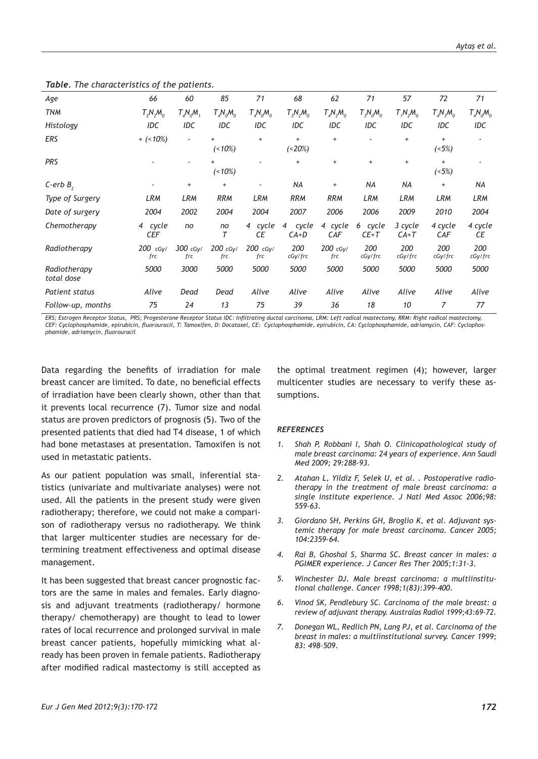*Table. The characteristics of the patients.*

| Age | 66 | 60 | 85 | 71 | 68 | 62 | 71 | 57 | 72 | 71 |
|---|---|---|---|---|---|---|---|---|---|---|
| TNM | $T_2N_2M_0$ | $T_4N_0M_1$ | $T_4N_0M_0$ | $T_4N_0M_0$ | $T_3N_2M_0$ | $T_4N_2M_0$ | $T_3N_0M_0$ | $T_1N_2M_0$ | $T_4N_3M_0$ | $T_4N_0M_0$ |
| Histology | IDC | IDC | IDC | IDC | IDC | IDC | IDC | IDC | IDC | IDC |
| ERS | + (<10%) | - | + (<10%) | + | + (<20%) | + | - | + | + (<5%) | - |
| PRS | - | - | + (<10%) | - | + | + | + | + | + (<5%) | - |
| C-erb $B_2$ | - | + | + | - | NA | + | NA | NA | + | NA |
| Type of Surgery | LRM | LRM | RRM | LRM | RRM | RRM | LRM | LRM | LRM | LRM |
| Date of surgery | 2004 | 2002 | 2004 | 2004 | 2007 | 2006 | 2006 | 2009 | 2010 | 2004 |
| Chemotherapy | 4 cycle CEF | no | no T | 4 cycle CE | 4 cycle CA+D | 4 cycle CAF | 6 cycle CE+T | 3 cycle CA+T | 4 cycle CAF | 4 cycle CE |
| Radiotherapy | 200 cGy/frc | 300 cGy/frc | 200 cGy/frc | 200 cGy/frc | 200 cGy/frc | 200 cGy/frc | 200 cGy/frc | 200 cGy/frc | 200 cGy/frc | 200 cGy/frc |
| Radiotherapy total dose | 5000 | 3000 | 5000 | 5000 | 5000 | 5000 | 5000 | 5000 | 5000 | 5000 |
| Patient status | Alive | Dead | Dead | Alive | Alive | Alive | Alive | Alive | Alive | Alive |
| Follow-up, months | 75 | 24 | 13 | 75 | 39 | 36 | 18 | 10 | 7 | 77 |

*ERS; Estrogen Receptor Status, PRS; Progesterone Receptor Status IDC: Infiltrating ductal carcinoma, LRM: Left radical mastectomy, RRM: Right radical mastectomy, CEF: Cyclophosphamide, epirubicin, fluorouracil, T: Tamoxifen, D: Docataxel, CE: Cyclophosphamide, epirubicin, CA: Cyclophosphamide, adriamycin, CAF: Cyclophosphamide, adriamycin, fluorouracil*

Data regarding the benefits of irradiation for male breast cancer are limited. To date, no beneficial effects of irradiation have been clearly shown, other than that it prevents local recurrence (7). Tumor size and nodal status are proven predictors of prognosis (5). Two of the presented patients that died had T4 disease, 1 of which had bone metastases at presentation. Tamoxifen is not used in metastatic patients.

As our patient population was small, inferential statistics (univariate and multivariate analyses) were not used. All the patients in the present study were given radiotherapy; therefore, we could not make a comparison of radiotherapy versus no radiotherapy. We think that larger multicenter studies are necessary for determining treatment effectiveness and optimal disease management.

It has been suggested that breast cancer prognostic factors are the same in males and females. Early diagnosis and adjuvant treatments (radiotherapy/ hormone therapy/ chemotherapy) are thought to lead to lower rates of local recurrence and prolonged survival in male breast cancer patients, hopefully mimicking what already has been proven in female patients. Radiotherapy after modified radical mastectomy is still accepted as the optimal treatment regimen (4); however, larger multicenter studies are necessary to verify these assumptions.

### REFERENCES

1. Shah P, Robbani I, Shah O. Clinicopathological study of male breast carcinoma: 24 years of experience. Ann Saudi Med 2009; 29:288-93.
2. Atahan L, Yildiz F, Selek U, et al. . Postoperative radiotherapy in the treatment of male breast carcinoma: a single institute experience. J Natl Med Assoc 2006;98: 559-63.
3. Giordano SH, Perkins GH, Broglio K, et al. Adjuvant systemic therapy for male breast carcinoma. Cancer 2005; 104:2359-64.
4. Rai B, Ghoshal S, Sharma SC. Breast cancer in males: a PGIMER experience. J Cancer Res Ther 2005;1:31-3.
5. Winchester DJ. Male breast carcinoma: a multiinstitutional challenge. Cancer 1998;1(83):399-400.
6. Vinod SK, Pendlebury SC. Carcinoma of the male breast: a review of adjuvant therapy. Australas Radiol 1999;43:69-72.
7. Donegan WL, Redlich PN, Lang PJ, et al. Carcinoma of the breast in males: a multiinstitutional survey. Cancer 1999; 83: 498-509.